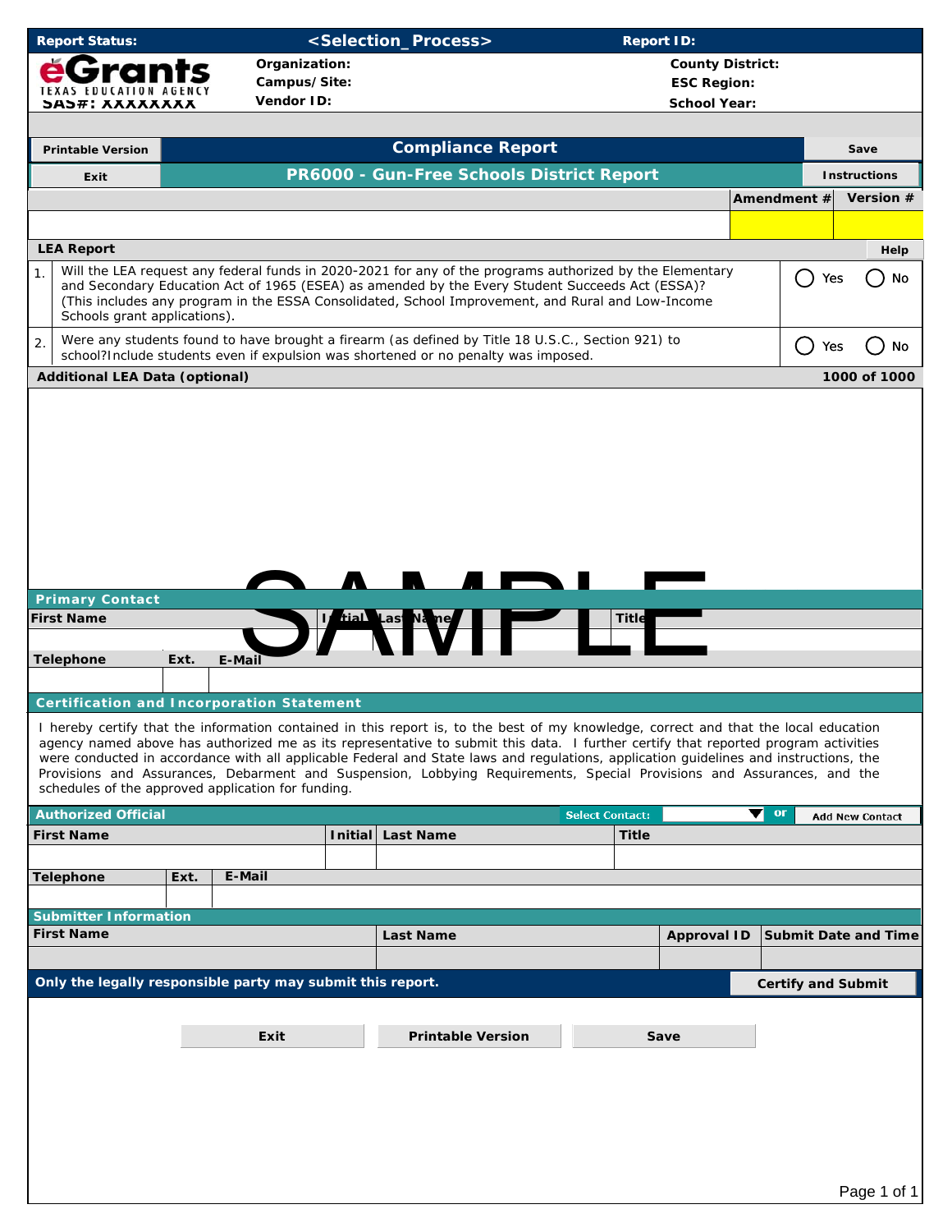| Report Status: | <Selection_Process> | Report ID: |
|---|---|---|

eGrants
TEXAS EDUCATION AGENCY
SAS#: XXXXXXXX

Organization:
Campus/Site:
Vendor ID:

County District:
ESC Region:
School Year:

Printable Version | Save | Exit | Instructions

# Compliance Report

## PR6000 - Gun-Free Schools District Report

| Amendment # | Version # |
|---|---|
| | |

**LEA Report** Help

| | | |
|---|---|---|
| 1. | Will the LEA request any federal funds in 2020-2021 for any of the programs authorized by the Elementary and Secondary Education Act of 1965 (ESEA) as amended by the Every Student Succeeds Act (ESSA)? (This includes any program in the ESSA Consolidated, School Improvement, and Rural and Low-Income Schools grant applications). | ◯ Yes ◯ No |
| 2. | Were any students found to have brought a firearm (as defined by Title 18 U.S.C., Section 921) to school?Include students even if expulsion was shortened or no penalty was imposed. | ◯ Yes ◯ No |

**Additional LEA Data (optional)** 1000 of 1000

SAMPLE

**Primary Contact**

| First Name | Initial | Last Name | Title |
|---|---|---|---|
| | | | |

| Telephone | Ext. | E-Mail |
|---|---|---|
| | | |

**Certification and Incorporation Statement**

I hereby certify that the information contained in this report is, to the best of my knowledge, correct and that the local education agency named above has authorized me as its representative to submit this data. I further certify that reported program activities were conducted in accordance with all applicable Federal and State laws and regulations, application guidelines and instructions, the Provisions and Assurances, Debarment and Suspension, Lobbying Requirements, Special Provisions and Assurances, and the schedules of the approved application for funding.

**Authorized Official** Select Contact: or Add New Contact

| First Name | Initial | Last Name | Title |
|---|---|---|---|
| | | | |

| Telephone | Ext. | E-Mail |
|---|---|---|
| | | |

**Submitter Information**

| First Name | Last Name | Approval ID | Submit Date and Time |
|---|---|---|---|
| | | | |

**Only the legally responsible party may submit this report.** Certify and Submit

Exit | Printable Version | Save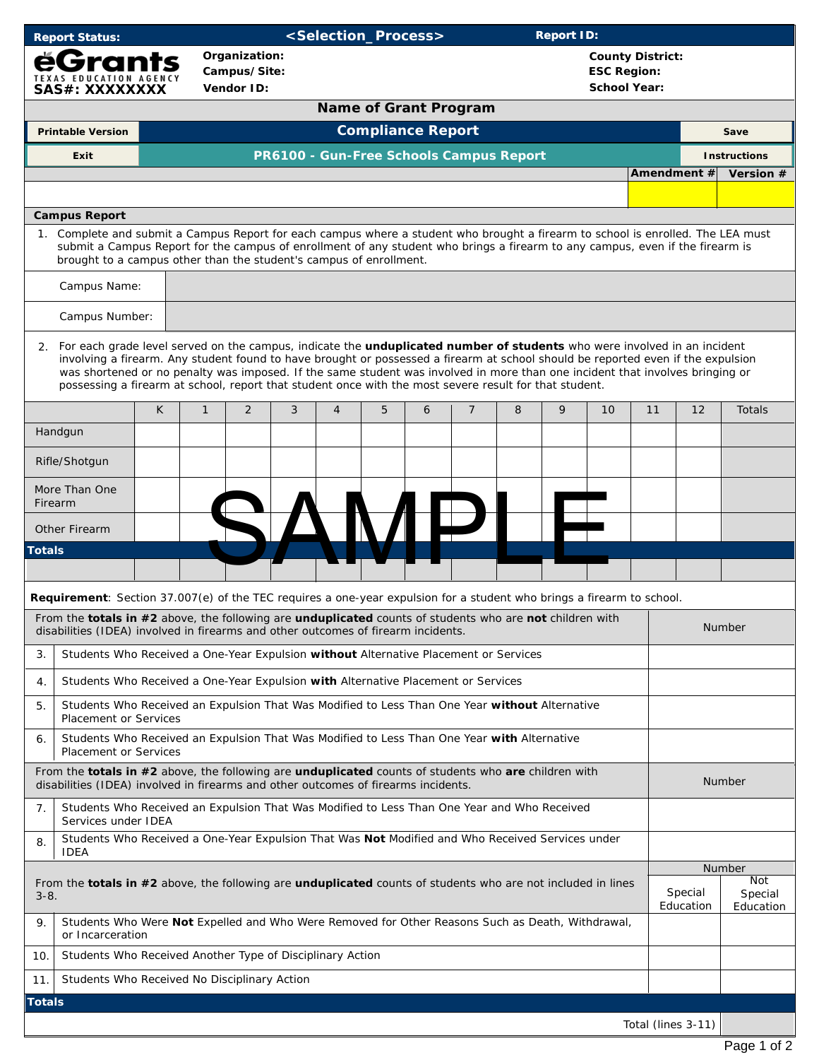| Report Status: | <Selection_Process> | Report ID: |
|---|---|---|

**eGrants** TEXAS EDUCATION AGENCY
**SAS#: XXXXXXXX**

**Organization:**
**Campus/Site:**
**Vendor ID:**

**County District:**
**ESC Region:**
**School Year:**

## Name of Grant Program

| Printable Version | Compliance Report | Save |
|---|---|---|
| Exit | PR6100 - Gun-Free Schools Campus Report | Instructions |

| Amendment # | Version # |
|---|---|
| | |

### Campus Report

1. Complete and submit a Campus Report for each campus where a student who brought a firearm to school is enrolled. The LEA must submit a Campus Report for the campus of enrollment of any student who brings a firearm to any campus, even if the firearm is brought to a campus other than the student's campus of enrollment.

| | |
|---|---|
| Campus Name: | |
| Campus Number: | |

2. For each grade level served on the campus, indicate the **unduplicated number of students** who were involved in an incident involving a firearm. Any student found to have brought or possessed a firearm at school should be reported even if the expulsion was shortened or no penalty was imposed. If the same student was involved in more than one incident that involves bringing or possessing a firearm at school, report that student once with the most severe result for that student.

| | K | 1 | 2 | 3 | 4 | 5 | 6 | 7 | 8 | 9 | 10 | 11 | 12 | Totals |
|---|---|---|---|---|---|---|---|---|---|---|---|---|---|---|
| Handgun | | | | | | | | | | | | | | |
| Rifle/Shotgun | | | | | | | | | | | | | | |
| More Than One Firearm | | | | | | | | | | | | | | |
| Other Firearm | | | | | | | | | | | | | | |
| **Totals** | | | | | | | | | | | | | | |
| | | | | | | | | | | | | | | |

SAMPLE

**Requirement**: Section 37.007(e) of the TEC requires a one-year expulsion for a student who brings a firearm to school.

| | From the **totals in #2** above, the following are **unduplicated** counts of students who are **not** children with disabilities (IDEA) involved in firearms and other outcomes of firearm incidents. | Number |
|---|---|---|
| 3. | Students Who Received a One-Year Expulsion **without** Alternative Placement or Services | |
| 4. | Students Who Received a One-Year Expulsion **with** Alternative Placement or Services | |
| 5. | Students Who Received an Expulsion That Was Modified to Less Than One Year **without** Alternative Placement or Services | |
| 6. | Students Who Received an Expulsion That Was Modified to Less Than One Year **with** Alternative Placement or Services | |

| | From the **totals in #2** above, the following are **unduplicated** counts of students who **are** children with disabilities (IDEA) involved in firearms and other outcomes of firearms incidents. | Number |
|---|---|---|
| 7. | Students Who Received an Expulsion That Was Modified to Less Than One Year and Who Received Services under IDEA | |
| 8. | Students Who Received a One-Year Expulsion That Was **Not** Modified and Who Received Services under IDEA | |

| | From the **totals in #2** above, the following are **unduplicated** counts of students who are not included in lines 3-8. | Number | |
|---|---|---|---|
| | | Special Education | Not Special Education |
| 9. | Students Who Were **Not** Expelled and Who Were Removed for Other Reasons Such as Death, Withdrawal, or Incarceration | | |
| 10. | Students Who Received Another Type of Disciplinary Action | | |
| 11. | Students Who Received No Disciplinary Action | | |
| **Totals** | | | |
| | Total (lines 3-11) | | |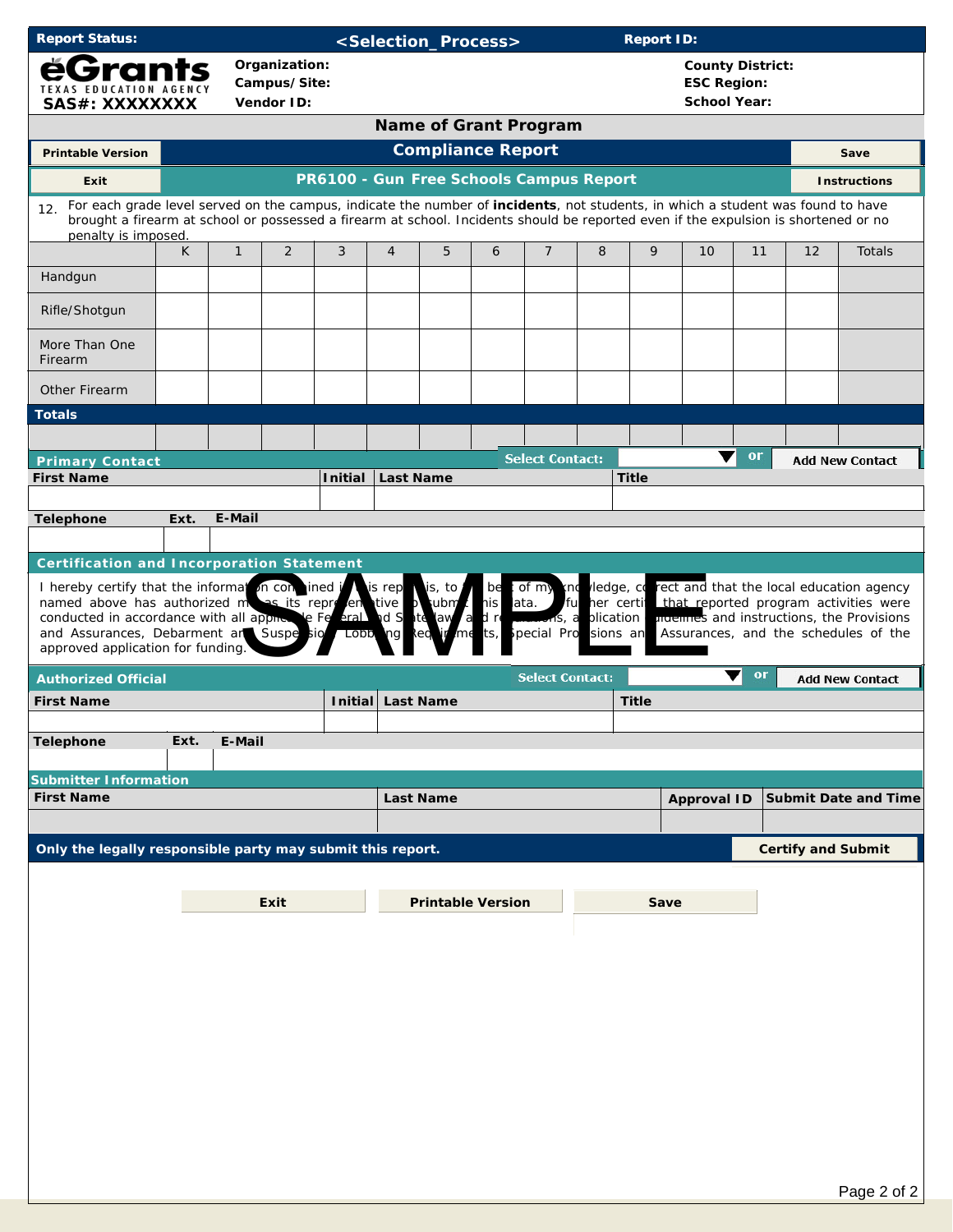**Report Status:** **<Selection_Process>** **Report ID:**

**eGrants** TEXAS EDUCATION AGENCY
**SAS#: XXXXXXXX**

**Organization:**
**Campus/Site:**
**Vendor ID:**

**County District:**
**ESC Region:**
**School Year:**

## Name of Grant Program

Printable Version | Save

## Compliance Report

Exit | Instructions

## PR6100 - Gun Free Schools Campus Report

12. For each grade level served on the campus, indicate the number of **incidents**, not students, in which a student was found to have brought a firearm at school or possessed a firearm at school. Incidents should be reported even if the expulsion is shortened or no penalty is imposed.

| | K | 1 | 2 | 3 | 4 | 5 | 6 | 7 | 8 | 9 | 10 | 11 | 12 | Totals |
|---|---|---|---|---|---|---|---|---|---|---|---|---|---|---|
| Handgun | | | | | | | | | | | | | | |
| Rifle/Shotgun | | | | | | | | | | | | | | |
| More Than One Firearm | | | | | | | | | | | | | | |
| Other Firearm | | | | | | | | | | | | | | |
| **Totals** | | | | | | | | | | | | | | |
| | | | | | | | | | | | | | | |

**Primary Contact** Select Contact: or Add New Contact

| First Name | Initial | Last Name | Title |
|---|---|---|---|
| | | | |

| Telephone | Ext. | E-Mail |
|---|---|---|
| | | |

**Certification and Incorporation Statement**

I hereby certify that the information contained in this report is, to the best of my knowledge, correct and that the local education agency named above has authorized me as its representative to submit this data. I further certify that reported program activities were conducted in accordance with all applicable Federal and State laws and regulations, application guidelines and instructions, the Provisions and Assurances, Debarment and Suspension, Lobbying Requirements, Special Provisions and Assurances, and the schedules of the approved application for funding.

SAMPLE

**Authorized Official** Select Contact: or Add New Contact

| First Name | Initial | Last Name | Title |
|---|---|---|---|
| | | | |

| Telephone | Ext. | E-Mail |
|---|---|---|
| | | |

**Submitter Information**

| First Name | Last Name | Approval ID | Submit Date and Time |
|---|---|---|---|
| | | | |

**Only the legally responsible party may submit this report.** Certify and Submit

Exit | Printable Version | Save